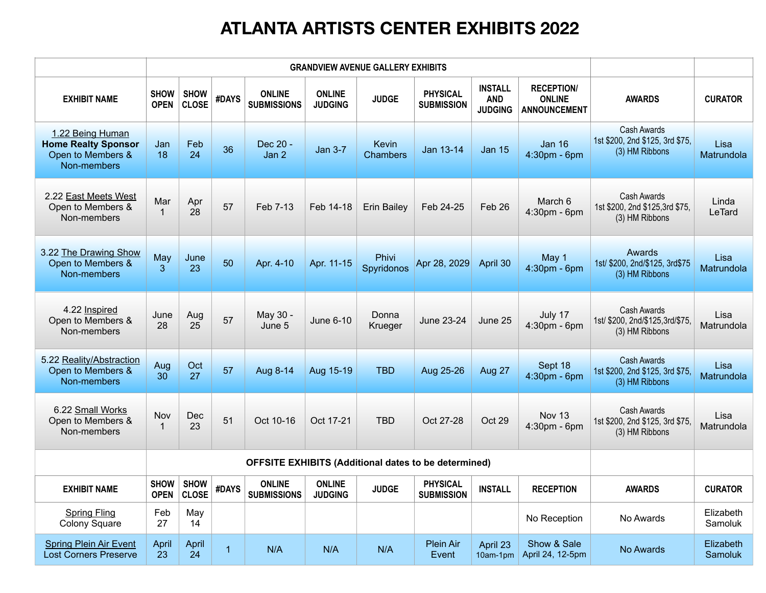# ATLANTA ARTISTS CENTER EXHIBITS 2022

| | GRANDVIEW AVENUE GALLERY EXHIBITS | | | | | | | | | | |
|---|---|---|---|---|---|---|---|---|---|---|---|
| **EXHIBIT NAME** | **SHOW OPEN** | **SHOW CLOSE** | **#DAYS** | **ONLINE SUBMISSIONS** | **ONLINE JUDGING** | **JUDGE** | **PHYSICAL SUBMISSION** | **INSTALL AND JUDGING** | **RECEPTION/ ONLINE ANNOUNCEMENT** | **AWARDS** | **CURATOR** |
| 1.22 Being Human **Home Realty Sponsor** Open to Members & Non-members | Jan 18 | Feb 24 | 36 | Dec 20 - Jan 2 | Jan 3-7 | Kevin Chambers | Jan 13-14 | Jan 15 | Jan 16 4:30pm - 6pm | Cash Awards 1st $200, 2nd $125, 3rd $75, (3) HM Ribbons | Lisa Matrundola |
| 2.22 East Meets West Open to Members & Non-members | Mar 1 | Apr 28 | 57 | Feb 7-13 | Feb 14-18 | Erin Bailey | Feb 24-25 | Feb 26 | March 6 4:30pm - 6pm | Cash Awards 1st $200, 2nd $125,3rd $75, (3) HM Ribbons | Linda LeTard |
| 3.22 The Drawing Show Open to Members & Non-members | May 3 | June 23 | 50 | Apr. 4-10 | Apr. 11-15 | Phivi Spyridonos | Apr 28, 2029 | April 30 | May 1 4:30pm - 6pm | Awards 1st/ $200, 2nd/$125, 3rd$75 (3) HM Ribbons | Lisa Matrundola |
| 4.22 Inspired Open to Members & Non-members | June 28 | Aug 25 | 57 | May 30 - June 5 | June 6-10 | Donna Krueger | June 23-24 | June 25 | July 17 4:30pm - 6pm | Cash Awards 1st/ $200, 2nd/$125,3rd/$75, (3) HM Ribbons | Lisa Matrundola |
| 5.22 Reality/Abstraction Open to Members & Non-members | Aug 30 | Oct 27 | 57 | Aug 8-14 | Aug 15-19 | TBD | Aug 25-26 | Aug 27 | Sept 18 4:30pm - 6pm | Cash Awards 1st $200, 2nd $125, 3rd $75, (3) HM Ribbons | Lisa Matrundola |
| 6.22 Small Works Open to Members & Non-members | Nov 1 | Dec 23 | 51 | Oct 10-16 | Oct 17-21 | TBD | Oct 27-28 | Oct 29 | Nov 13 4:30pm - 6pm | Cash Awards 1st $200, 2nd $125, 3rd $75, (3) HM Ribbons | Lisa Matrundola |
| | **OFFSITE EXHIBITS (Additional dates to be determined)** | | | | | | | | | | |
| **EXHIBIT NAME** | **SHOW OPEN** | **SHOW CLOSE** | **#DAYS** | **ONLINE SUBMISSIONS** | **ONLINE JUDGING** | **JUDGE** | **PHYSICAL SUBMISSION** | **INSTALL** | **RECEPTION** | **AWARDS** | **CURATOR** |
| Spring Fling Colony Square | Feb 27 | May 14 | | | | | | | No Reception | No Awards | Elizabeth Samoluk |
| Spring Plein Air Event Lost Corners Preserve | April 23 | April 24 | 1 | N/A | N/A | N/A | Plein Air Event | April 23 10am-1pm | Show & Sale April 24, 12-5pm | No Awards | Elizabeth Samoluk |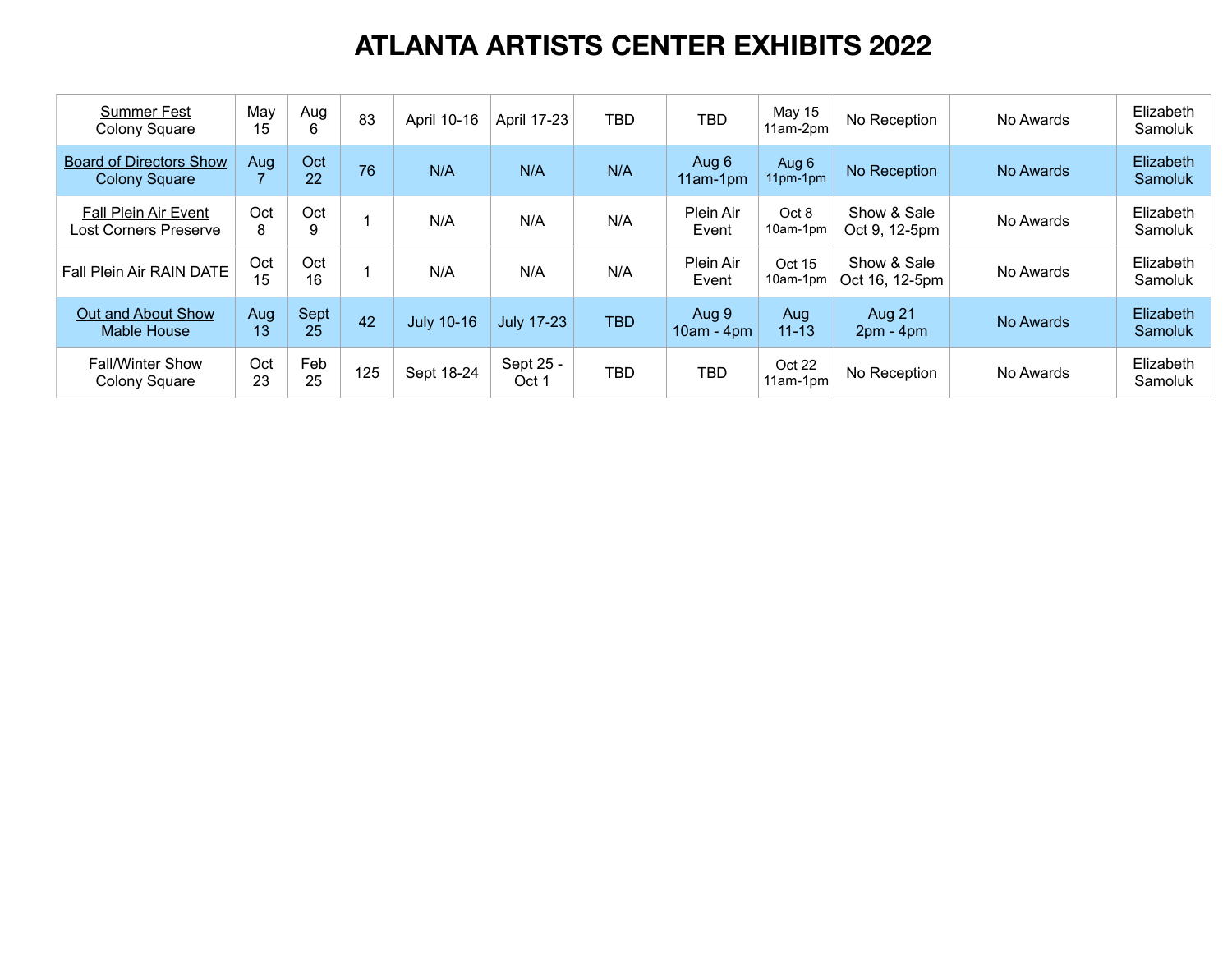# ATLANTA ARTISTS CENTER EXHIBITS 2022

| | | | | | | | | | | | |
|---|---|---|---|---|---|---|---|---|---|---|---|
| Summer Fest<br>Colony Square | May 15 | Aug 6 | 83 | April 10-16 | April 17-23 | TBD | TBD | May 15<br>11am-2pm | No Reception | No Awards | Elizabeth Samoluk |
| Board of Directors Show<br>Colony Square | Aug 7 | Oct 22 | 76 | N/A | N/A | N/A | Aug 6<br>11am-1pm | Aug 6<br>11pm-1pm | No Reception | No Awards | Elizabeth Samoluk |
| Fall Plein Air Event<br>Lost Corners Preserve | Oct 8 | Oct 9 | 1 | N/A | N/A | N/A | Plein Air Event | Oct 8<br>10am-1pm | Show & Sale<br>Oct 9, 12-5pm | No Awards | Elizabeth Samoluk |
| Fall Plein Air RAIN DATE | Oct 15 | Oct 16 | 1 | N/A | N/A | N/A | Plein Air Event | Oct 15<br>10am-1pm | Show & Sale<br>Oct 16, 12-5pm | No Awards | Elizabeth Samoluk |
| Out and About Show<br>Mable House | Aug 13 | Sept 25 | 42 | July 10-16 | July 17-23 | TBD | Aug 9<br>10am - 4pm | Aug 11-13 | Aug 21<br>2pm - 4pm | No Awards | Elizabeth Samoluk |
| Fall/Winter Show<br>Colony Square | Oct 23 | Feb 25 | 125 | Sept 18-24 | Sept 25 - Oct 1 | TBD | TBD | Oct 22<br>11am-1pm | No Reception | No Awards | Elizabeth Samoluk |